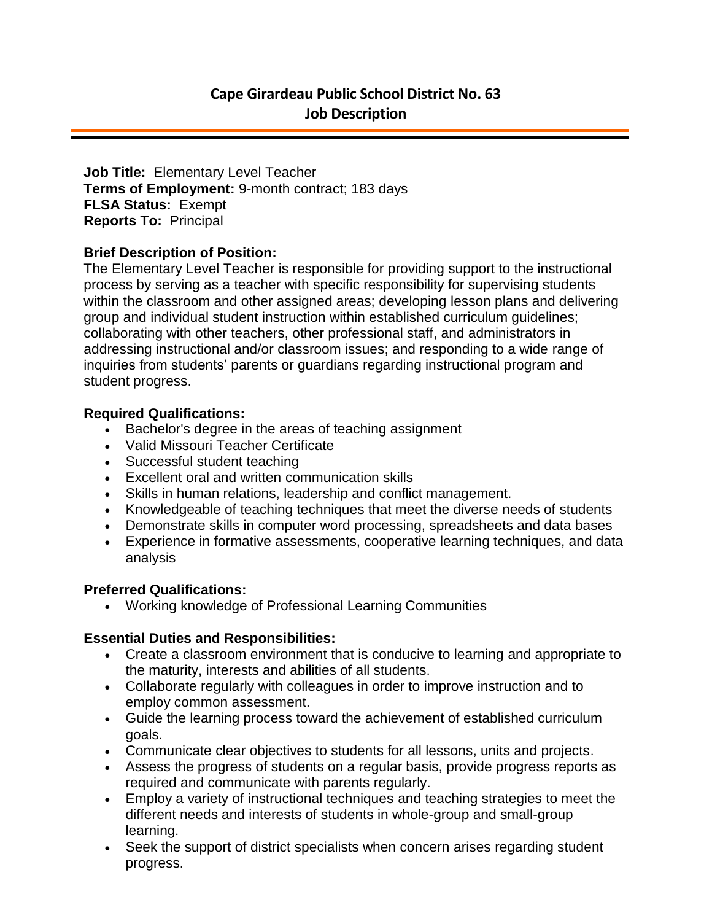# Cape Girardeau Public School District No. 63
## Job Description

**Job Title:** Elementary Level Teacher
**Terms of Employment:** 9-month contract; 183 days
**FLSA Status:** Exempt
**Reports To:** Principal

**Brief Description of Position:**
The Elementary Level Teacher is responsible for providing support to the instructional process by serving as a teacher with specific responsibility for supervising students within the classroom and other assigned areas; developing lesson plans and delivering group and individual student instruction within established curriculum guidelines; collaborating with other teachers, other professional staff, and administrators in addressing instructional and/or classroom issues; and responding to a wide range of inquiries from students' parents or guardians regarding instructional program and student progress.

**Required Qualifications:**

- Bachelor's degree in the areas of teaching assignment
- Valid Missouri Teacher Certificate
- Successful student teaching
- Excellent oral and written communication skills
- Skills in human relations, leadership and conflict management.
- Knowledgeable of teaching techniques that meet the diverse needs of students
- Demonstrate skills in computer word processing, spreadsheets and data bases
- Experience in formative assessments, cooperative learning techniques, and data analysis

**Preferred Qualifications:**

- Working knowledge of Professional Learning Communities

**Essential Duties and Responsibilities:**

- Create a classroom environment that is conducive to learning and appropriate to the maturity, interests and abilities of all students.
- Collaborate regularly with colleagues in order to improve instruction and to employ common assessment.
- Guide the learning process toward the achievement of established curriculum goals.
- Communicate clear objectives to students for all lessons, units and projects.
- Assess the progress of students on a regular basis, provide progress reports as required and communicate with parents regularly.
- Employ a variety of instructional techniques and teaching strategies to meet the different needs and interests of students in whole-group and small-group learning.
- Seek the support of district specialists when concern arises regarding student progress.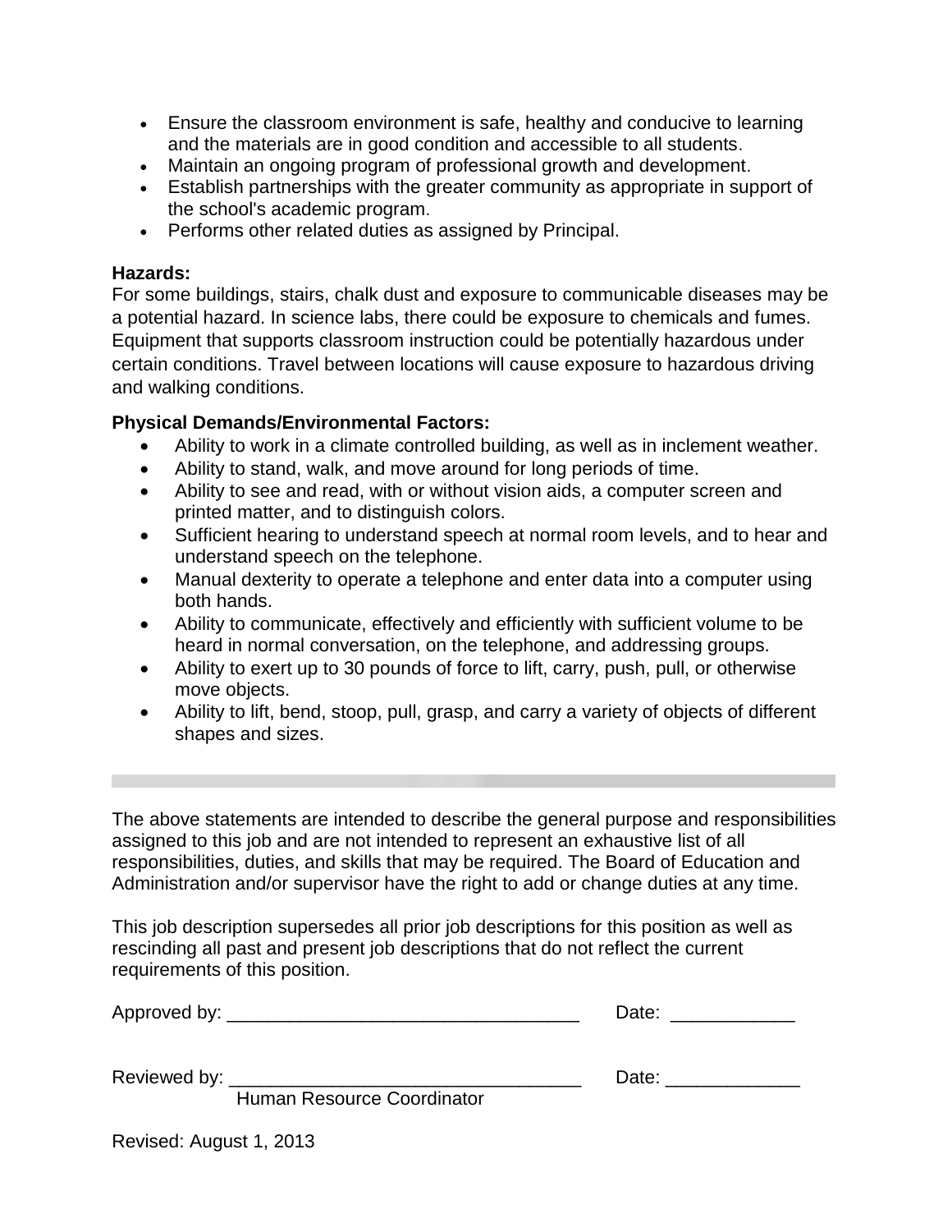- Ensure the classroom environment is safe, healthy and conducive to learning and the materials are in good condition and accessible to all students.
- Maintain an ongoing program of professional growth and development.
- Establish partnerships with the greater community as appropriate in support of the school's academic program.
- Performs other related duties as assigned by Principal.

**Hazards:**

For some buildings, stairs, chalk dust and exposure to communicable diseases may be a potential hazard. In science labs, there could be exposure to chemicals and fumes. Equipment that supports classroom instruction could be potentially hazardous under certain conditions. Travel between locations will cause exposure to hazardous driving and walking conditions.

**Physical Demands/Environmental Factors:**

- Ability to work in a climate controlled building, as well as in inclement weather.
- Ability to stand, walk, and move around for long periods of time.
- Ability to see and read, with or without vision aids, a computer screen and printed matter, and to distinguish colors.
- Sufficient hearing to understand speech at normal room levels, and to hear and understand speech on the telephone.
- Manual dexterity to operate a telephone and enter data into a computer using both hands.
- Ability to communicate, effectively and efficiently with sufficient volume to be heard in normal conversation, on the telephone, and addressing groups.
- Ability to exert up to 30 pounds of force to lift, carry, push, pull, or otherwise move objects.
- Ability to lift, bend, stoop, pull, grasp, and carry a variety of objects of different shapes and sizes.

---

The above statements are intended to describe the general purpose and responsibilities assigned to this job and are not intended to represent an exhaustive list of all responsibilities, duties, and skills that may be required. The Board of Education and Administration and/or supervisor have the right to add or change duties at any time.

This job description supersedes all prior job descriptions for this position as well as rescinding all past and present job descriptions that do not reflect the current requirements of this position.

Approved by: __________________________________ Date: ____________

Reviewed by: __________________________________ Date: _____________
Human Resource Coordinator

Revised: August 1, 2013